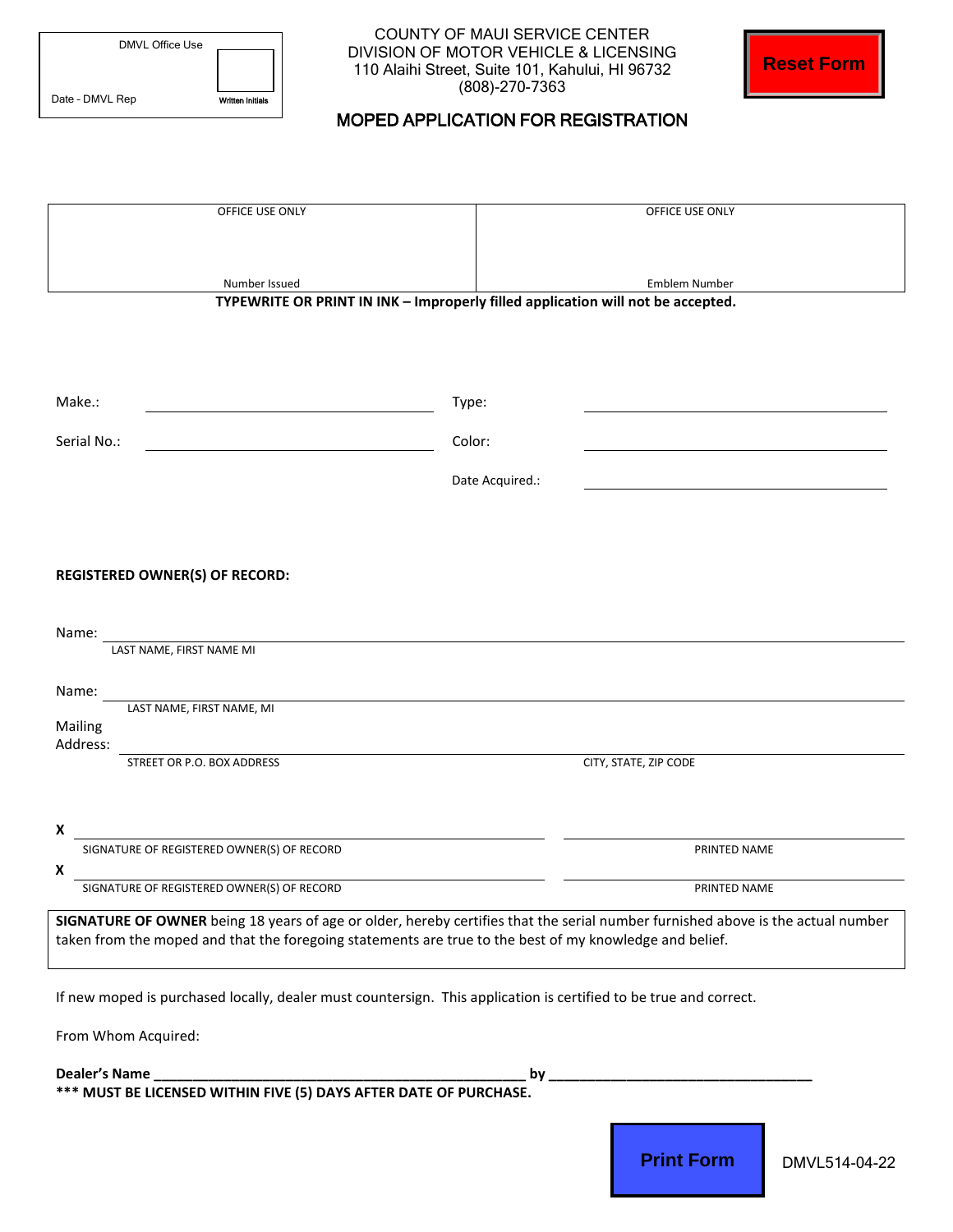| DMVL Office Use | |
|---|---|
| Date - DMVL Rep | Written Initials |

COUNTY OF MAUI SERVICE CENTER
DIVISION OF MOTOR VEHICLE & LICENSING
110 Alaihi Street, Suite 101, Kahului, HI 96732
(808)-270-7363

Reset Form

## MOPED APPLICATION FOR REGISTRATION

| OFFICE USE ONLY | OFFICE USE ONLY |
|---|---|
| Number Issued | Emblem Number |

**TYPEWRITE OR PRINT IN INK – Improperly filled application will not be accepted.**

Make.: ______________________ Type: ______________________

Serial No.: ______________________ Color: ______________________

Date Acquired.: ______________________

**REGISTERED OWNER(S) OF RECORD:**

Name: ______________________________________________
LAST NAME, FIRST NAME MI

Name: ______________________________________________
LAST NAME, FIRST NAME, MI

Mailing Address: ______________________________________________
STREET OR P.O. BOX ADDRESS CITY, STATE, ZIP CODE

**X** ______________________________ ______________________________
SIGNATURE OF REGISTERED OWNER(S) OF RECORD PRINTED NAME

**X** ______________________________ ______________________________
SIGNATURE OF REGISTERED OWNER(S) OF RECORD PRINTED NAME

**SIGNATURE OF OWNER** being 18 years of age or older, hereby certifies that the serial number furnished above is the actual number taken from the moped and that the foregoing statements are true to the best of my knowledge and belief.

If new moped is purchased locally, dealer must countersign. This application is certified to be true and correct.

From Whom Acquired:

**Dealer's Name _______________________________________________ by ___________________________________**

**\*\*\* MUST BE LICENSED WITHIN FIVE (5) DAYS AFTER DATE OF PURCHASE.**

Print Form

DMVL514-04-22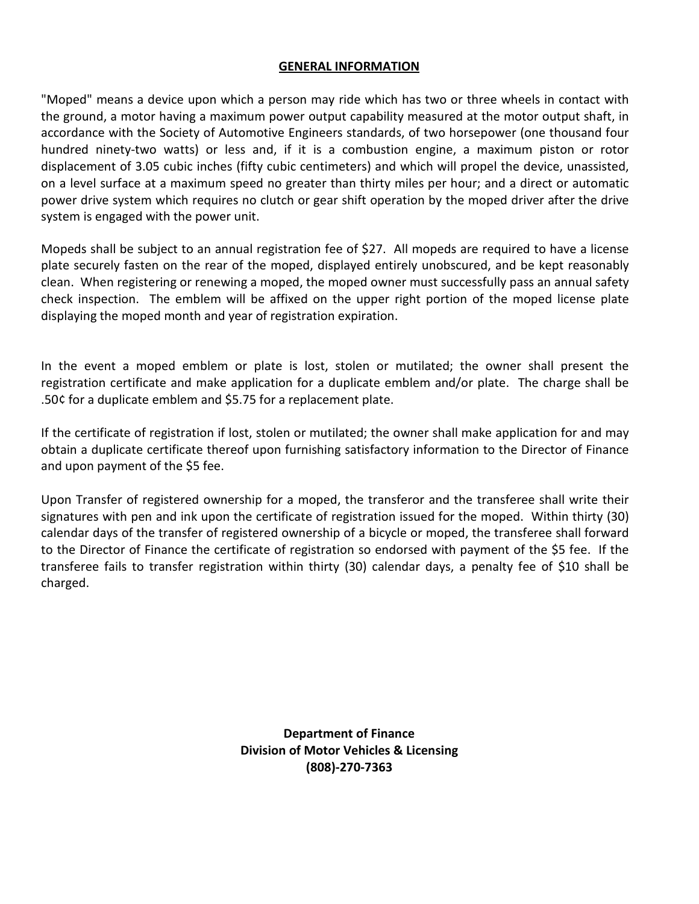## GENERAL INFORMATION

"Moped" means a device upon which a person may ride which has two or three wheels in contact with the ground, a motor having a maximum power output capability measured at the motor output shaft, in accordance with the Society of Automotive Engineers standards, of two horsepower (one thousand four hundred ninety-two watts) or less and, if it is a combustion engine, a maximum piston or rotor displacement of 3.05 cubic inches (fifty cubic centimeters) and which will propel the device, unassisted, on a level surface at a maximum speed no greater than thirty miles per hour; and a direct or automatic power drive system which requires no clutch or gear shift operation by the moped driver after the drive system is engaged with the power unit.

Mopeds shall be subject to an annual registration fee of $27. All mopeds are required to have a license plate securely fasten on the rear of the moped, displayed entirely unobscured, and be kept reasonably clean. When registering or renewing a moped, the moped owner must successfully pass an annual safety check inspection. The emblem will be affixed on the upper right portion of the moped license plate displaying the moped month and year of registration expiration.

In the event a moped emblem or plate is lost, stolen or mutilated; the owner shall present the registration certificate and make application for a duplicate emblem and/or plate. The charge shall be .50¢ for a duplicate emblem and $5.75 for a replacement plate.

If the certificate of registration if lost, stolen or mutilated; the owner shall make application for and may obtain a duplicate certificate thereof upon furnishing satisfactory information to the Director of Finance and upon payment of the $5 fee.

Upon Transfer of registered ownership for a moped, the transferor and the transferee shall write their signatures with pen and ink upon the certificate of registration issued for the moped. Within thirty (30) calendar days of the transfer of registered ownership of a bicycle or moped, the transferee shall forward to the Director of Finance the certificate of registration so endorsed with payment of the $5 fee. If the transferee fails to transfer registration within thirty (30) calendar days, a penalty fee of $10 shall be charged.

**Department of Finance**
**Division of Motor Vehicles & Licensing**
**(808)-270-7363**